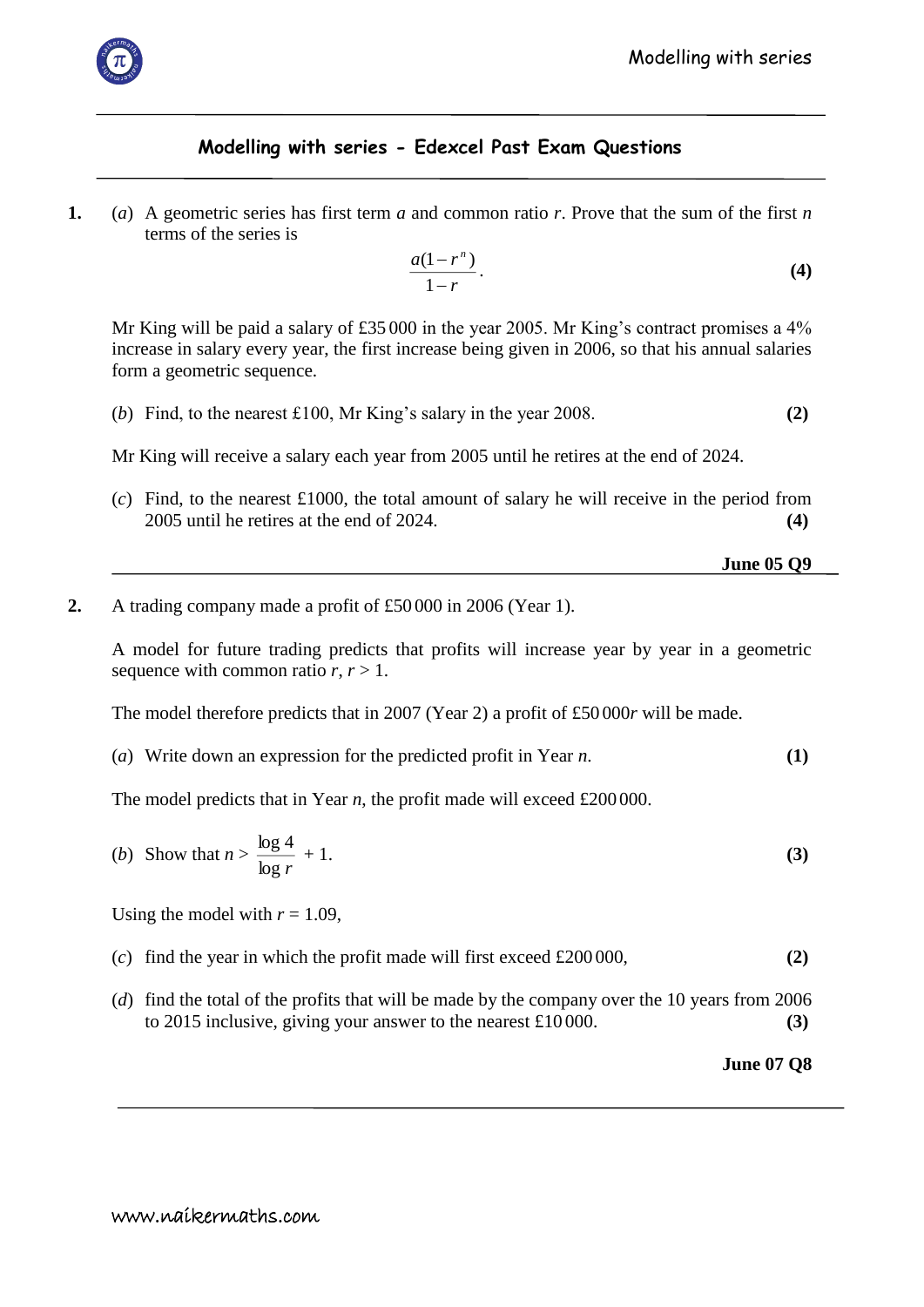## Modelling with series - Edexcel Past Exam Questions

**1.** (*a*) A geometric series has first term $a$ and common ratio $r$. Prove that the sum of the first $n$ terms of the series is

$$\frac{a(1-r^n)}{1-r}.$$ **(4)**

Mr King will be paid a salary of £35 000 in the year 2005. Mr King's contract promises a 4% increase in salary every year, the first increase being given in 2006, so that his annual salaries form a geometric sequence.

(*b*) Find, to the nearest £100, Mr King's salary in the year 2008. **(2)**

Mr King will receive a salary each year from 2005 until he retires at the end of 2024.

(*c*) Find, to the nearest £1000, the total amount of salary he will receive in the period from 2005 until he retires at the end of 2024. **(4)**

**June 05 Q9**

---

**2.** A trading company made a profit of £50 000 in 2006 (Year 1).

A model for future trading predicts that profits will increase year by year in a geometric sequence with common ratio $r$, $r > 1$.

The model therefore predicts that in 2007 (Year 2) a profit of £50 000$r$ will be made.

(*a*) Write down an expression for the predicted profit in Year $n$. **(1)**

The model predicts that in Year $n$, the profit made will exceed £200 000.

(*b*) Show that $n > \dfrac{\log 4}{\log r} + 1$. **(3)**

Using the model with $r = 1.09$,

(*c*) find the year in which the profit made will first exceed £200 000, **(2)**

(*d*) find the total of the profits that will be made by the company over the 10 years from 2006 to 2015 inclusive, giving your answer to the nearest £10 000. **(3)**

**June 07 Q8**

---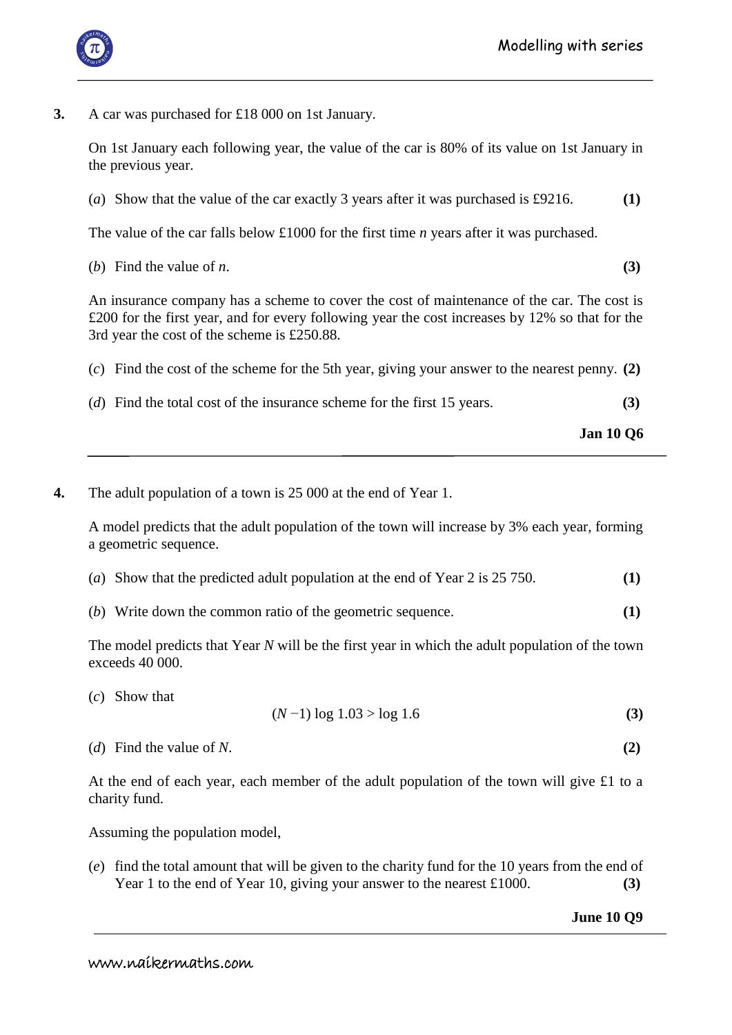**3.** A car was purchased for £18 000 on 1st January.

On 1st January each following year, the value of the car is 80% of its value on 1st January in the previous year.

(*a*) Show that the value of the car exactly 3 years after it was purchased is £9216. **(1)**

The value of the car falls below £1000 for the first time $n$ years after it was purchased.

(*b*) Find the value of $n$. **(3)**

An insurance company has a scheme to cover the cost of maintenance of the car. The cost is £200 for the first year, and for every following year the cost increases by 12% so that for the 3rd year the cost of the scheme is £250.88.

(*c*) Find the cost of the scheme for the 5th year, giving your answer to the nearest penny. **(2)**

(*d*) Find the total cost of the insurance scheme for the first 15 years. **(3)**

**Jan 10 Q6**

---

**4.** The adult population of a town is 25 000 at the end of Year 1.

A model predicts that the adult population of the town will increase by 3% each year, forming a geometric sequence.

(*a*) Show that the predicted adult population at the end of Year 2 is 25 750. **(1)**

(*b*) Write down the common ratio of the geometric sequence. **(1)**

The model predicts that Year $N$ will be the first year in which the adult population of the town exceeds 40 000.

(*c*) Show that

$$(N - 1) \log 1.03 > \log 1.6$$ **(3)**

(*d*) Find the value of $N$. **(2)**

At the end of each year, each member of the adult population of the town will give £1 to a charity fund.

Assuming the population model,

(*e*) find the total amount that will be given to the charity fund for the 10 years from the end of Year 1 to the end of Year 10, giving your answer to the nearest £1000. **(3)**

**June 10 Q9**